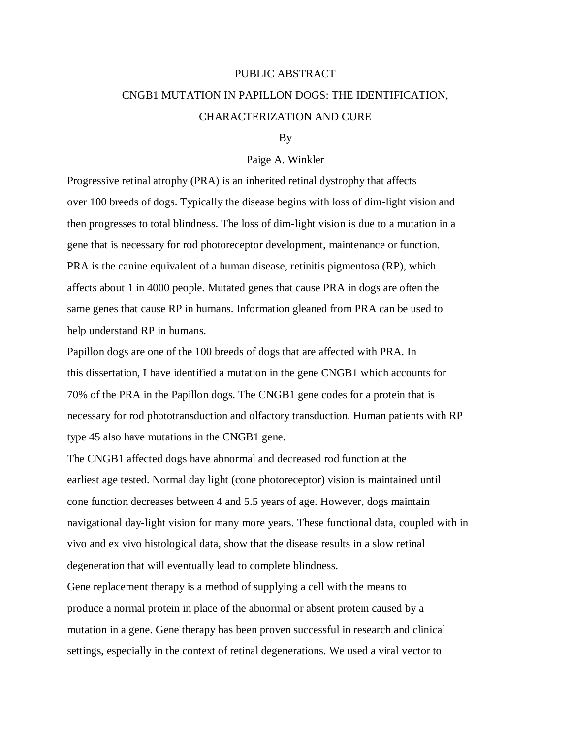# PUBLIC ABSTRACT

## CNGB1 MUTATION IN PAPILLON DOGS: THE IDENTIFICATION, CHARACTERIZATION AND CURE

By

Paige A. Winkler

Progressive retinal atrophy (PRA) is an inherited retinal dystrophy that affects over 100 breeds of dogs. Typically the disease begins with loss of dim-light vision and then progresses to total blindness. The loss of dim-light vision is due to a mutation in a gene that is necessary for rod photoreceptor development, maintenance or function. PRA is the canine equivalent of a human disease, retinitis pigmentosa (RP), which affects about 1 in 4000 people. Mutated genes that cause PRA in dogs are often the same genes that cause RP in humans. Information gleaned from PRA can be used to help understand RP in humans.

Papillon dogs are one of the 100 breeds of dogs that are affected with PRA. In this dissertation, I have identified a mutation in the gene CNGB1 which accounts for 70% of the PRA in the Papillon dogs. The CNGB1 gene codes for a protein that is necessary for rod phototransduction and olfactory transduction. Human patients with RP type 45 also have mutations in the CNGB1 gene.

The CNGB1 affected dogs have abnormal and decreased rod function at the earliest age tested. Normal day light (cone photoreceptor) vision is maintained until cone function decreases between 4 and 5.5 years of age. However, dogs maintain navigational day-light vision for many more years. These functional data, coupled with in vivo and ex vivo histological data, show that the disease results in a slow retinal degeneration that will eventually lead to complete blindness.

Gene replacement therapy is a method of supplying a cell with the means to produce a normal protein in place of the abnormal or absent protein caused by a mutation in a gene. Gene therapy has been proven successful in research and clinical settings, especially in the context of retinal degenerations. We used a viral vector to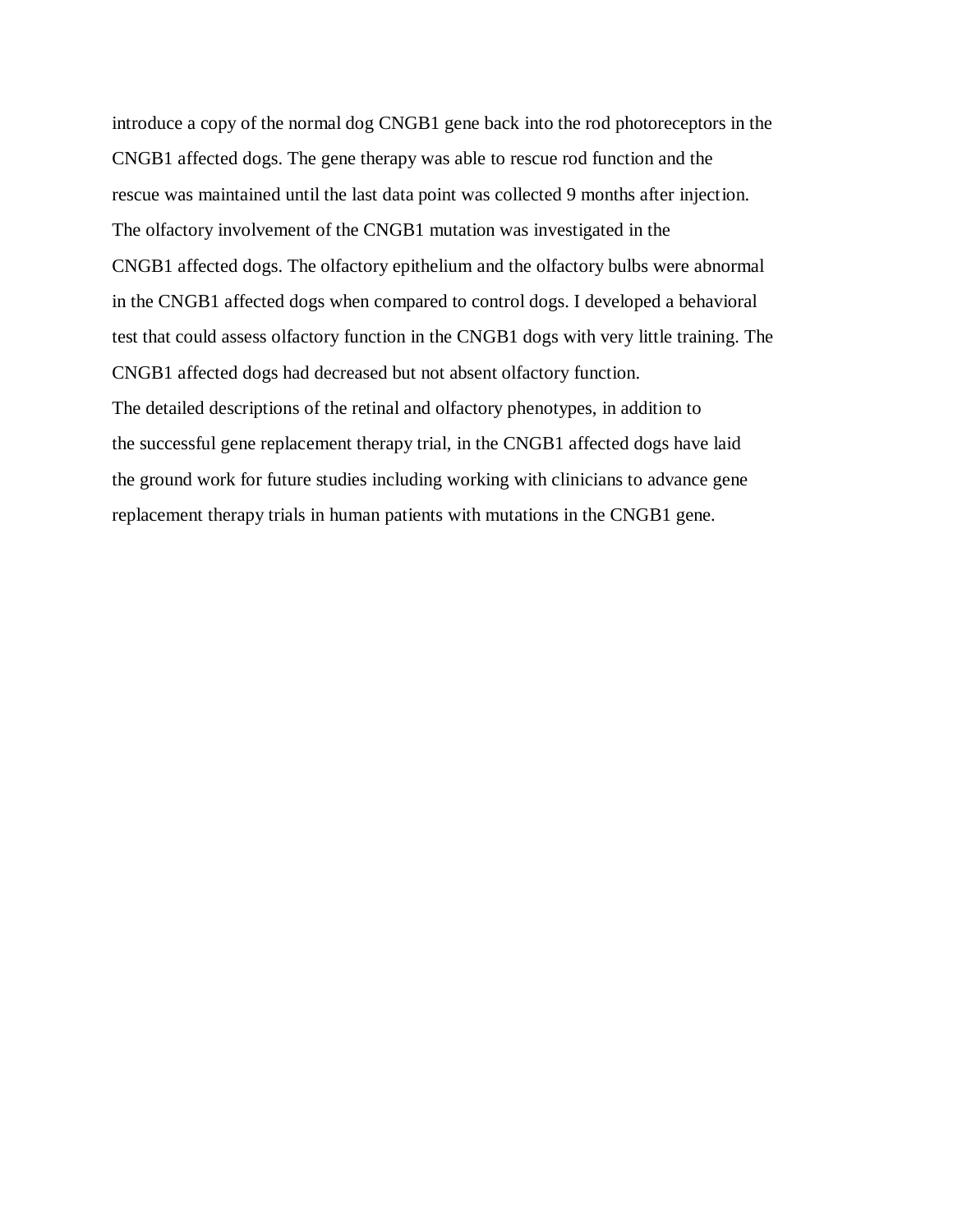introduce a copy of the normal dog CNGB1 gene back into the rod photoreceptors in the CNGB1 affected dogs. The gene therapy was able to rescue rod function and the rescue was maintained until the last data point was collected 9 months after injection.

The olfactory involvement of the CNGB1 mutation was investigated in the CNGB1 affected dogs. The olfactory epithelium and the olfactory bulbs were abnormal in the CNGB1 affected dogs when compared to control dogs. I developed a behavioral test that could assess olfactory function in the CNGB1 dogs with very little training. The CNGB1 affected dogs had decreased but not absent olfactory function.

The detailed descriptions of the retinal and olfactory phenotypes, in addition to the successful gene replacement therapy trial, in the CNGB1 affected dogs have laid the ground work for future studies including working with clinicians to advance gene replacement therapy trials in human patients with mutations in the CNGB1 gene.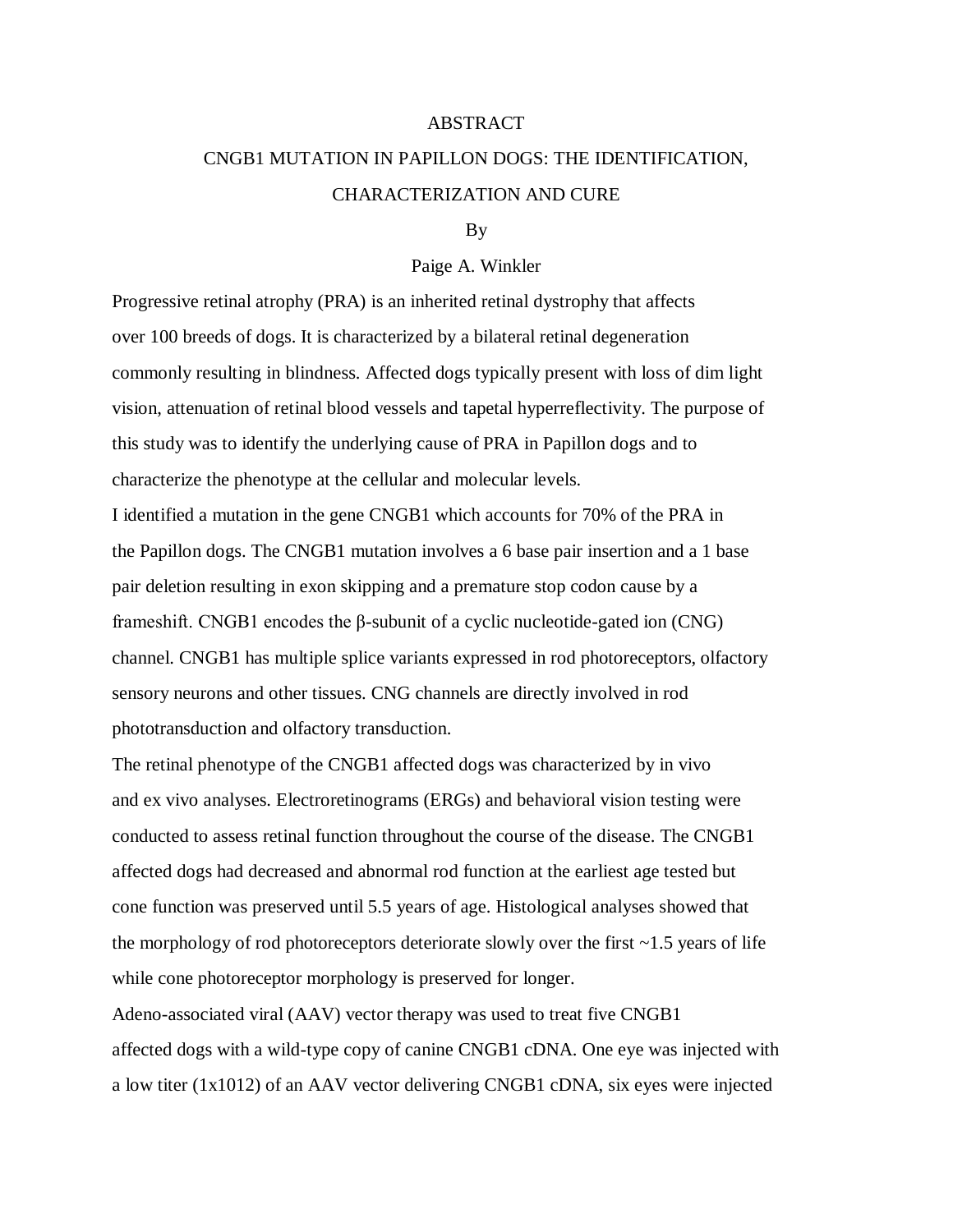# ABSTRACT

## CNGB1 MUTATION IN PAPILLON DOGS: THE IDENTIFICATION, CHARACTERIZATION AND CURE

By

Paige A. Winkler

Progressive retinal atrophy (PRA) is an inherited retinal dystrophy that affects over 100 breeds of dogs. It is characterized by a bilateral retinal degeneration commonly resulting in blindness. Affected dogs typically present with loss of dim light vision, attenuation of retinal blood vessels and tapetal hyperreflectivity. The purpose of this study was to identify the underlying cause of PRA in Papillon dogs and to characterize the phenotype at the cellular and molecular levels.

I identified a mutation in the gene CNGB1 which accounts for 70% of the PRA in the Papillon dogs. The CNGB1 mutation involves a 6 base pair insertion and a 1 base pair deletion resulting in exon skipping and a premature stop codon cause by a frameshift. CNGB1 encodes the β-subunit of a cyclic nucleotide-gated ion (CNG) channel. CNGB1 has multiple splice variants expressed in rod photoreceptors, olfactory sensory neurons and other tissues. CNG channels are directly involved in rod phototransduction and olfactory transduction.

The retinal phenotype of the CNGB1 affected dogs was characterized by in vivo and ex vivo analyses. Electroretinograms (ERGs) and behavioral vision testing were conducted to assess retinal function throughout the course of the disease. The CNGB1 affected dogs had decreased and abnormal rod function at the earliest age tested but cone function was preserved until 5.5 years of age. Histological analyses showed that the morphology of rod photoreceptors deteriorate slowly over the first ~1.5 years of life while cone photoreceptor morphology is preserved for longer.

Adeno-associated viral (AAV) vector therapy was used to treat five CNGB1 affected dogs with a wild-type copy of canine CNGB1 cDNA. One eye was injected with a low titer ($1x10^{12}$) of an AAV vector delivering CNGB1 cDNA, six eyes were injected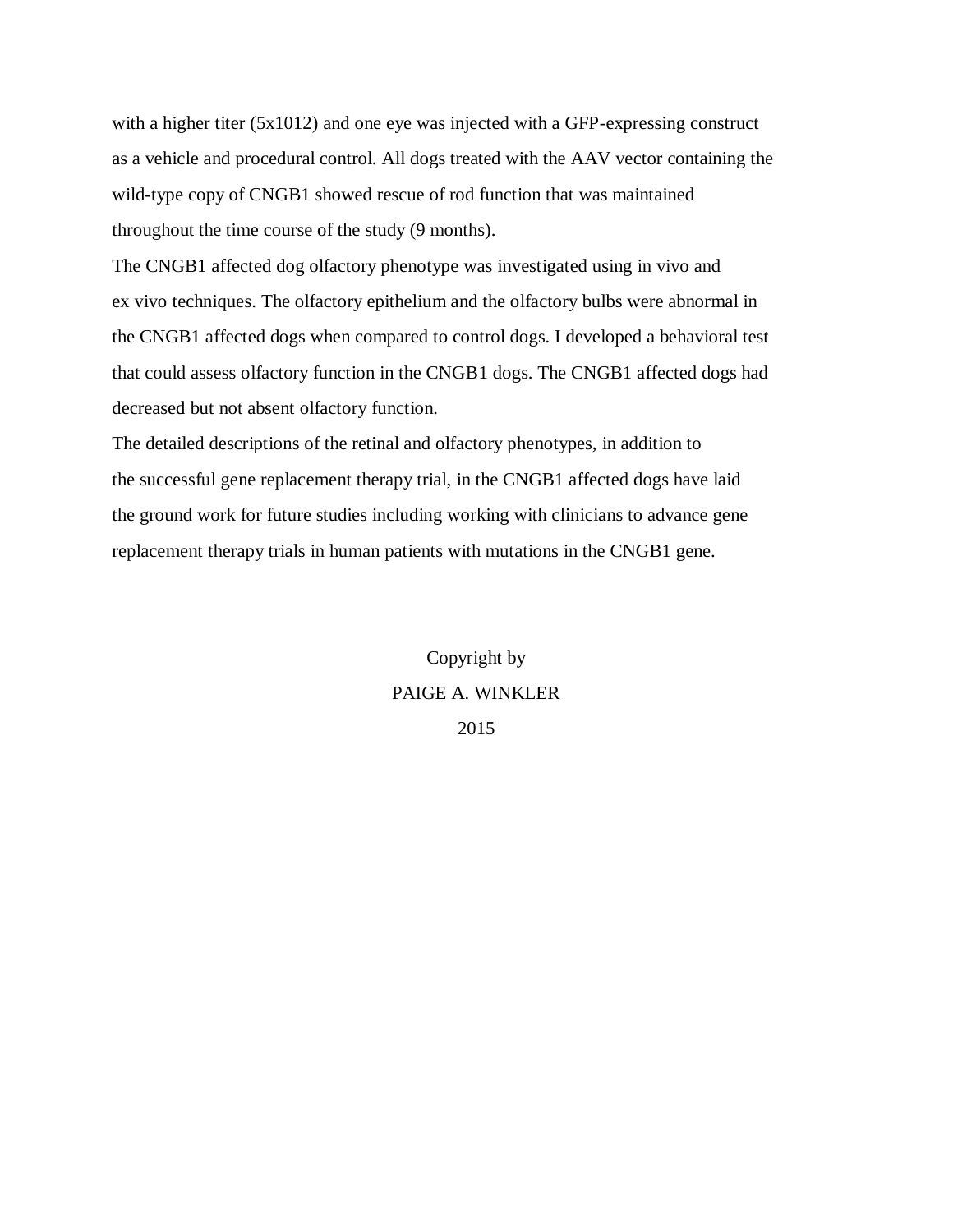with a higher titer (5x1012) and one eye was injected with a GFP-expressing construct as a vehicle and procedural control. All dogs treated with the AAV vector containing the wild-type copy of CNGB1 showed rescue of rod function that was maintained throughout the time course of the study (9 months).

The CNGB1 affected dog olfactory phenotype was investigated using in vivo and ex vivo techniques. The olfactory epithelium and the olfactory bulbs were abnormal in the CNGB1 affected dogs when compared to control dogs. I developed a behavioral test that could assess olfactory function in the CNGB1 dogs. The CNGB1 affected dogs had decreased but not absent olfactory function.

The detailed descriptions of the retinal and olfactory phenotypes, in addition to the successful gene replacement therapy trial, in the CNGB1 affected dogs have laid the ground work for future studies including working with clinicians to advance gene replacement therapy trials in human patients with mutations in the CNGB1 gene.

Copyright by

PAIGE A. WINKLER

2015